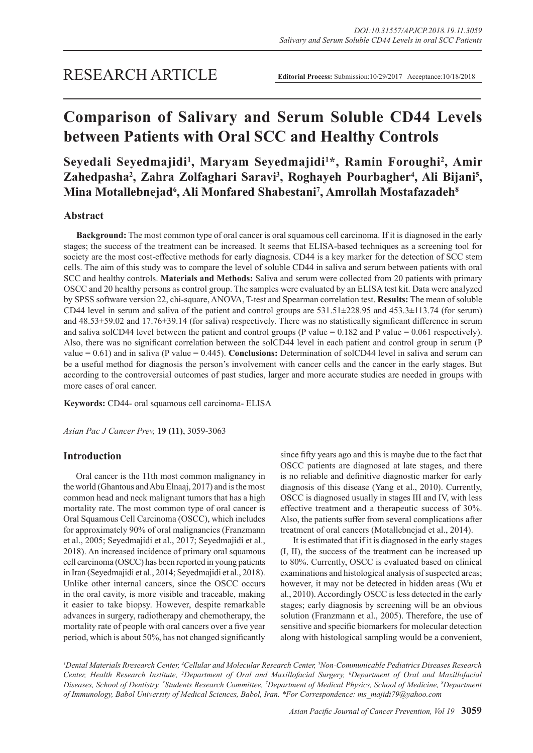RESEARCH ARTICLE

**Editorial Process:** Submission:10/29/2017 Acceptance:10/18/2018

# Comparison of Salivary and Serum Soluble CD44 Levels between Patients with Oral SCC and Healthy Controls

**Seyedali Seyedmajidi[1], Maryam Seyedmajidi[1]*, Ramin Foroughi[2], Amir Zahedpasha[2], Zahra Zolfaghari Saravi[3], Roghayeh Pourbagher[4], Ali Bijani[5], Mina Motallebnejad[6], Ali Monfared Shabestani[7], Amrollah Mostafazadeh[8]**

## Abstract

**Background:** The most common type of oral cancer is oral squamous cell carcinoma. If it is diagnosed in the early stages; the success of the treatment can be increased. It seems that ELISA-based techniques as a screening tool for society are the most cost-effective methods for early diagnosis. CD44 is a key marker for the detection of SCC stem cells. The aim of this study was to compare the level of soluble CD44 in saliva and serum between patients with oral SCC and healthy controls. **Materials and Methods:** Saliva and serum were collected from 20 patients with primary OSCC and 20 healthy persons as control group. The samples were evaluated by an ELISA test kit. Data were analyzed by SPSS software version 22, chi-square, ANOVA, T-test and Spearman correlation test. **Results:** The mean of soluble CD44 level in serum and saliva of the patient and control groups are 531.51±228.95 and 453.3±113.74 (for serum) and 48.53±59.02 and 17.76±39.14 (for saliva) respectively. There was no statistically significant difference in serum and saliva solCD44 level between the patient and control groups (P value = 0.182 and P value = 0.061 respectively). Also, there was no significant correlation between the solCD44 level in each patient and control group in serum (P value = 0.61) and in saliva (P value = 0.445). **Conclusions:** Determination of solCD44 level in saliva and serum can be a useful method for diagnosis the person's involvement with cancer cells and the cancer in the early stages. But according to the controversial outcomes of past studies, larger and more accurate studies are needed in groups with more cases of oral cancer.

**Keywords:** CD44- oral squamous cell carcinoma- ELISA

*Asian Pac J Cancer Prev,* **19 (11)**, 3059-3063

## Introduction

Oral cancer is the 11th most common malignancy in the world (Ghantous and Abu Elnaaj, 2017) and is the most common head and neck malignant tumors that has a high mortality rate. The most common type of oral cancer is Oral Squamous Cell Carcinoma (OSCC), which includes for approximately 90% of oral malignancies (Franzmann et al., 2005; Seyedmajidi et al., 2017; Seyedmajidi et al., 2018). An increased incidence of primary oral squamous cell carcinoma (OSCC) has been reported in young patients in Iran (Seyedmajidi et al., 2014; Seyedmajidi et al., 2018). Unlike other internal cancers, since the OSCC occurs in the oral cavity, is more visible and traceable, making it easier to take biopsy. However, despite remarkable advances in surgery, radiotherapy and chemotherapy, the mortality rate of people with oral cancers over a five year period, which is about 50%, has not changed significantly since fifty years ago and this is maybe due to the fact that OSCC patients are diagnosed at late stages, and there is no reliable and definitive diagnostic marker for early diagnosis of this disease (Yang et al., 2010). Currently, OSCC is diagnosed usually in stages III and IV, with less effective treatment and a therapeutic success of 30%. Also, the patients suffer from several complications after treatment of oral cancers (Motallebnejad et al., 2014).

It is estimated that if it is diagnosed in the early stages (I, II), the success of the treatment can be increased up to 80%. Currently, OSCC is evaluated based on clinical examinations and histological analysis of suspected areas; however, it may not be detected in hidden areas (Wu et al., 2010). Accordingly OSCC is less detected in the early stages; early diagnosis by screening will be an obvious solution (Franzmann et al., 2005). Therefore, the use of sensitive and specific biomarkers for molecular detection along with histological sampling would be a convenient,

*[1]Dental Materials Rresearch Center, [4]Cellular and Molecular Research Center, [5]Non-Communicable Pediatrics Diseases Research Center, Health Research Institute, [2]Department of Oral and Maxillofacial Surgery, [6]Department of Oral and Maxillofacial Diseases, School of Dentistry, [3]Students Research Committee, [7]Department of Medical Physics, School of Medicine, [8]Department of Immunology, Babol University of Medical Sciences, Babol, Iran. *For Correspondence: ms_majidi79@yahoo.com*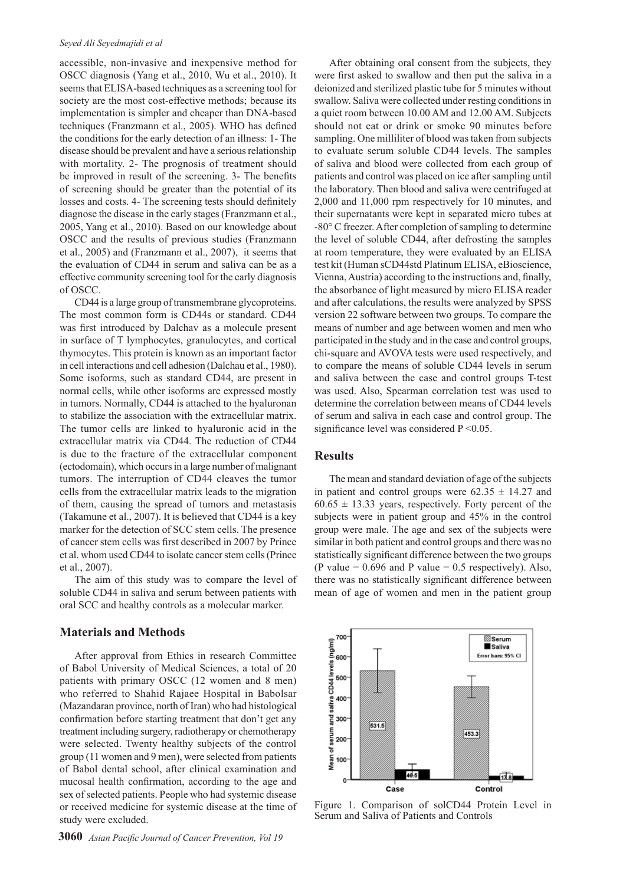accessible, non-invasive and inexpensive method for OSCC diagnosis (Yang et al., 2010, Wu et al., 2010). It seems that ELISA-based techniques as a screening tool for society are the most cost-effective methods; because its implementation is simpler and cheaper than DNA-based techniques (Franzmann et al., 2005). WHO has defined the conditions for the early detection of an illness: 1- The disease should be prevalent and have a serious relationship with mortality. 2- The prognosis of treatment should be improved in result of the screening. 3- The benefits of screening should be greater than the potential of its losses and costs. 4- The screening tests should definitely diagnose the disease in the early stages (Franzmann et al., 2005, Yang et al., 2010). Based on our knowledge about OSCC and the results of previous studies (Franzmann et al., 2005) and (Franzmann et al., 2007), it seems that the evaluation of CD44 in serum and saliva can be as a effective community screening tool for the early diagnosis of OSCC.

CD44 is a large group of transmembrane glycoproteins. The most common form is CD44s or standard. CD44 was first introduced by Dalchav as a molecule present in surface of T lymphocytes, granulocytes, and cortical thymocytes. This protein is known as an important factor in cell interactions and cell adhesion (Dalchau et al., 1980). Some isoforms, such as standard CD44, are present in normal cells, while other isoforms are expressed mostly in tumors. Normally, CD44 is attached to the hyaluronan to stabilize the association with the extracellular matrix. The tumor cells are linked to hyaluronic acid in the extracellular matrix via CD44. The reduction of CD44 is due to the fracture of the extracellular component (ectodomain), which occurs in a large number of malignant tumors. The interruption of CD44 cleaves the tumor cells from the extracellular matrix leads to the migration of them, causing the spread of tumors and metastasis (Takamune et al., 2007). It is believed that CD44 is a key marker for the detection of SCC stem cells. The presence of cancer stem cells was first described in 2007 by Prince et al. whom used CD44 to isolate cancer stem cells (Prince et al., 2007).

The aim of this study was to compare the level of soluble CD44 in saliva and serum between patients with oral SCC and healthy controls as a molecular marker.

## Materials and Methods

After approval from Ethics in research Committee of Babol University of Medical Sciences, a total of 20 patients with primary OSCC (12 women and 8 men) who referred to Shahid Rajaee Hospital in Babolsar (Mazandaran province, north of Iran) who had histological confirmation before starting treatment that don't get any treatment including surgery, radiotherapy or chemotherapy were selected. Twenty healthy subjects of the control group (11 women and 9 men), were selected from patients of Babol dental school, after clinical examination and mucosal health confirmation, according to the age and sex of selected patients. People who had systemic disease or received medicine for systemic disease at the time of study were excluded.

After obtaining oral consent from the subjects, they were first asked to swallow and then put the saliva in a deionized and sterilized plastic tube for 5 minutes without swallow. Saliva were collected under resting conditions in a quiet room between 10.00 AM and 12.00 AM. Subjects should not eat or drink or smoke 90 minutes before sampling. One milliliter of blood was taken from subjects to evaluate serum soluble CD44 levels. The samples of saliva and blood were collected from each group of patients and control was placed on ice after sampling until the laboratory. Then blood and saliva were centrifuged at 2,000 and 11,000 rpm respectively for 10 minutes, and their supernatants were kept in separated micro tubes at -80° C freezer. After completion of sampling to determine the level of soluble CD44, after defrosting the samples at room temperature, they were evaluated by an ELISA test kit (Human sCD44std Platinum ELISA, eBioscience, Vienna, Austria) according to the instructions and, finally, the absorbance of light measured by micro ELISA reader and after calculations, the results were analyzed by SPSS version 22 software between two groups. To compare the means of number and age between women and men who participated in the study and in the case and control groups, chi-square and AVOVA tests were used respectively, and to compare the means of soluble CD44 levels in serum and saliva between the case and control groups T-test was used. Also, Spearman correlation test was used to determine the correlation between means of CD44 levels of serum and saliva in each case and control group. The significance level was considered $P < 0.05$.

## Results

The mean and standard deviation of age of the subjects in patient and control groups were $62.35 \pm 14.27$ and $60.65 \pm 13.33$ years, respectively. Forty percent of the subjects were in patient group and 45% in the control group were male. The age and sex of the subjects were similar in both patient and control groups and there was no statistically significant difference between the two groups (P value = 0.696 and P value = 0.5 respectively). Also, there was no statistically significant difference between mean of age of women and men in the patient group

Figure 1. Comparison of solCD44 Protein Level in Serum and Saliva of Patients and Controls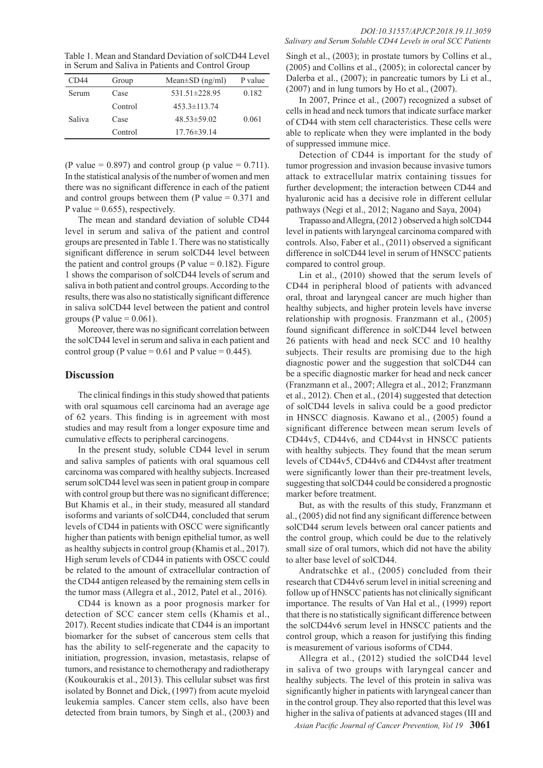Table 1. Mean and Standard Deviation of solCD44 Level in Serum and Saliva in Patients and Control Group

| CD44 | Group | Mean±SD (ng/ml) | P value |
|---|---|---|---|
| Serum | Case | 531.51±228.95 | 0.182 |
| | Control | 453.3±113.74 | |
| Saliva | Case | 48.53±59.02 | 0.061 |
| | Control | 17.76±39.14 | |

(P value = 0.897) and control group (p value = 0.711). In the statistical analysis of the number of women and men there was no significant difference in each of the patient and control groups between them (P value = 0.371 and P value = 0.655), respectively.

The mean and standard deviation of soluble CD44 level in serum and saliva of the patient and control groups are presented in Table 1. There was no statistically significant difference in serum solCD44 level between the patient and control groups (P value = 0.182). Figure 1 shows the comparison of solCD44 levels of serum and saliva in both patient and control groups. According to the results, there was also no statistically significant difference in saliva solCD44 level between the patient and control groups (P value = 0.061).

Moreover, there was no significant correlation between the solCD44 level in serum and saliva in each patient and control group (P value = 0.61 and P value = 0.445).

## Discussion

The clinical findings in this study showed that patients with oral squamous cell carcinoma had an average age of 62 years. This finding is in agreement with most studies and may result from a longer exposure time and cumulative effects to peripheral carcinogens.

In the present study, soluble CD44 level in serum and saliva samples of patients with oral squamous cell carcinoma was compared with healthy subjects. Increased serum solCD44 level was seen in patient group in compare with control group but there was no significant difference; But Khamis et al., in their study, measured all standard isoforms and variants of solCD44, concluded that serum levels of CD44 in patients with OSCC were significantly higher than patients with benign epithelial tumor, as well as healthy subjects in control group (Khamis et al., 2017). High serum levels of CD44 in patients with OSCC could be related to the amount of extracellular contraction of the CD44 antigen released by the remaining stem cells in the tumor mass (Allegra et al., 2012, Patel et al., 2016).

CD44 is known as a poor prognosis marker for detection of SCC cancer stem cells (Khamis et al., 2017). Recent studies indicate that CD44 is an important biomarker for the subset of cancerous stem cells that has the ability to self-regenerate and the capacity to initiation, progression, invasion, metastasis, relapse of tumors, and resistance to chemotherapy and radiotherapy (Koukourakis et al., 2013). This cellular subset was first isolated by Bonnet and Dick, (1997) from acute myeloid leukemia samples. Cancer stem cells, also have been detected from brain tumors, by Singh et al., (2003) and Singh et al., (2003); in prostate tumors by Collins et al., (2005) and Collins et al., (2005); in colorectal cancer by Dalerba et al., (2007); in pancreatic tumors by Li et al., (2007) and in lung tumors by Ho et al., (2007).

In 2007, Prince et al., (2007) recognized a subset of cells in head and neck tumors that indicate surface marker of CD44 with stem cell characteristics. These cells were able to replicate when they were implanted in the body of suppressed immune mice.

Detection of CD44 is important for the study of tumor progression and invasion because invasive tumors attack to extracellular matrix containing tissues for further development; the interaction between CD44 and hyaluronic acid has a decisive role in different cellular pathways (Negi et al., 2012; Nagano and Saya, 2004)

Trapasso and Allegra, (2012 ) observed a high solCD44 level in patients with laryngeal carcinoma compared with controls. Also, Faber et al., (2011) observed a significant difference in solCD44 level in serum of HNSCC patients compared to control group.

Lin et al., (2010) showed that the serum levels of CD44 in peripheral blood of patients with advanced oral, throat and laryngeal cancer are much higher than healthy subjects, and higher protein levels have inverse relationship with prognosis. Franzmann et al., (2005) found significant difference in solCD44 level between 26 patients with head and neck SCC and 10 healthy subjects. Their results are promising due to the high diagnostic power and the suggestion that solCD44 can be a specific diagnostic marker for head and neck cancer (Franzmann et al., 2007; Allegra et al., 2012; Franzmann et al., 2012). Chen et al., (2014) suggested that detection of solCD44 levels in saliva could be a good predictor in HNSCC diagnosis. Kawano et al., (2005) found a significant difference between mean serum levels of CD44v5, CD44v6, and CD44vst in HNSCC patients with healthy subjects. They found that the mean serum levels of CD44v5, CD44v6 and CD44vst after treatment were significantly lower than their pre-treatment levels, suggesting that solCD44 could be considered a prognostic marker before treatment.

But, as with the results of this study, Franzmann et al., (2005) did not find any significant difference between solCD44 serum levels between oral cancer patients and the control group, which could be due to the relatively small size of oral tumors, which did not have the ability to alter base level of solCD44.

Andratschke et al., (2005) concluded from their research that CD44v6 serum level in initial screening and follow up of HNSCC patients has not clinically significant importance. The results of Van Hal et al., (1999) report that there is no statistically significant difference between the solCD44v6 serum level in HNSCC patients and the control group, which a reason for justifying this finding is measurement of various isoforms of CD44.

Allegra et al., (2012) studied the solCD44 level in saliva of two groups with laryngeal cancer and healthy subjects. The level of this protein in saliva was significantly higher in patients with laryngeal cancer than in the control group. They also reported that this level was higher in the saliva of patients at advanced stages (III and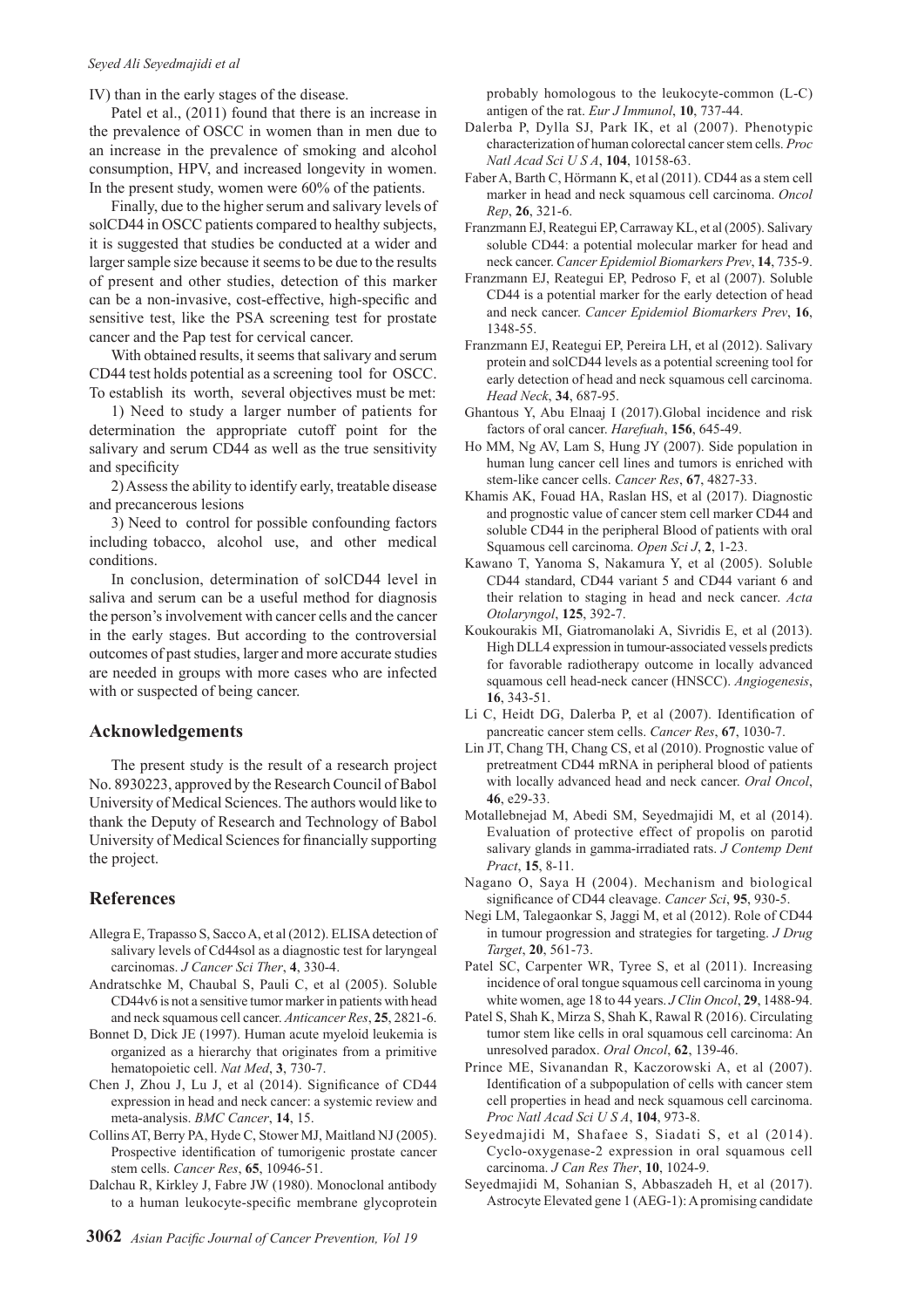IV) than in the early stages of the disease.

Patel et al., (2011) found that there is an increase in the prevalence of OSCC in women than in men due to an increase in the prevalence of smoking and alcohol consumption, HPV, and increased longevity in women. In the present study, women were 60% of the patients.

Finally, due to the higher serum and salivary levels of solCD44 in OSCC patients compared to healthy subjects, it is suggested that studies be conducted at a wider and larger sample size because it seems to be due to the results of present and other studies, detection of this marker can be a non-invasive, cost-effective, high-specific and sensitive test, like the PSA screening test for prostate cancer and the Pap test for cervical cancer.

With obtained results, it seems that salivary and serum CD44 test holds potential as a screening tool for OSCC. To establish its worth, several objectives must be met:

1) Need to study a larger number of patients for determination the appropriate cutoff point for the salivary and serum CD44 as well as the true sensitivity and specificity

2) Assess the ability to identify early, treatable disease and precancerous lesions

3) Need to control for possible confounding factors including tobacco, alcohol use, and other medical conditions.

In conclusion, determination of solCD44 level in saliva and serum can be a useful method for diagnosis the person's involvement with cancer cells and the cancer in the early stages. But according to the controversial outcomes of past studies, larger and more accurate studies are needed in groups with more cases who are infected with or suspected of being cancer.

## Acknowledgements

The present study is the result of a research project No. 8930223, approved by the Research Council of Babol University of Medical Sciences. The authors would like to thank the Deputy of Research and Technology of Babol University of Medical Sciences for financially supporting the project.

## References

Allegra E, Trapasso S, Sacco A, et al (2012). ELISA detection of salivary levels of Cd44sol as a diagnostic test for laryngeal carcinomas. *J Cancer Sci Ther*, **4**, 330-4.

Andratschke M, Chaubal S, Pauli C, et al (2005). Soluble CD44v6 is not a sensitive tumor marker in patients with head and neck squamous cell cancer. *Anticancer Res*, **25**, 2821-6.

Bonnet D, Dick JE (1997). Human acute myeloid leukemia is organized as a hierarchy that originates from a primitive hematopoietic cell. *Nat Med*, **3**, 730-7.

Chen J, Zhou J, Lu J, et al (2014). Significance of CD44 expression in head and neck cancer: a systemic review and meta-analysis. *BMC Cancer*, **14**, 15.

Collins AT, Berry PA, Hyde C, Stower MJ, Maitland NJ (2005). Prospective identification of tumorigenic prostate cancer stem cells. *Cancer Res*, **65**, 10946-51.

Dalchau R, Kirkley J, Fabre JW (1980). Monoclonal antibody to a human leukocyte-specific membrane glycoprotein probably homologous to the leukocyte-common (L-C) antigen of the rat. *Eur J Immunol*, **10**, 737-44.

Dalerba P, Dylla SJ, Park IK, et al (2007). Phenotypic characterization of human colorectal cancer stem cells. *Proc Natl Acad Sci U S A*, **104**, 10158-63.

Faber A, Barth C, Hörmann K, et al (2011). CD44 as a stem cell marker in head and neck squamous cell carcinoma. *Oncol Rep*, **26**, 321-6.

Franzmann EJ, Reategui EP, Carraway KL, et al (2005). Salivary soluble CD44: a potential molecular marker for head and neck cancer. *Cancer Epidemiol Biomarkers Prev*, **14**, 735-9.

Franzmann EJ, Reategui EP, Pedroso F, et al (2007). Soluble CD44 is a potential marker for the early detection of head and neck cancer. *Cancer Epidemiol Biomarkers Prev*, **16**, 1348-55.

Franzmann EJ, Reategui EP, Pereira LH, et al (2012). Salivary protein and solCD44 levels as a potential screening tool for early detection of head and neck squamous cell carcinoma. *Head Neck*, **34**, 687-95.

Ghantous Y, Abu Elnaaj I (2017).Global incidence and risk factors of oral cancer. *Harefuah*, **156**, 645-49.

Ho MM, Ng AV, Lam S, Hung JY (2007). Side population in human lung cancer cell lines and tumors is enriched with stem-like cancer cells. *Cancer Res*, **67**, 4827-33.

Khamis AK, Fouad HA, Raslan HS, et al (2017). Diagnostic and prognostic value of cancer stem cell marker CD44 and soluble CD44 in the peripheral Blood of patients with oral Squamous cell carcinoma. *Open Sci J*, **2**, 1-23.

Kawano T, Yanoma S, Nakamura Y, et al (2005). Soluble CD44 standard, CD44 variant 5 and CD44 variant 6 and their relation to staging in head and neck cancer. *Acta Otolaryngol*, **125**, 392-7.

Koukourakis MI, Giatromanolaki A, Sivridis E, et al (2013). High DLL4 expression in tumour-associated vessels predicts for favorable radiotherapy outcome in locally advanced squamous cell head-neck cancer (HNSCC). *Angiogenesis*, **16**, 343-51.

Li C, Heidt DG, Dalerba P, et al (2007). Identification of pancreatic cancer stem cells. *Cancer Res*, **67**, 1030-7.

Lin JT, Chang TH, Chang CS, et al (2010). Prognostic value of pretreatment CD44 mRNA in peripheral blood of patients with locally advanced head and neck cancer. *Oral Oncol*, **46**, e29-33.

Motallebnejad M, Abedi SM, Seyedmajidi M, et al (2014). Evaluation of protective effect of propolis on parotid salivary glands in gamma-irradiated rats. *J Contemp Dent Pract*, **15**, 8-11.

Nagano O, Saya H (2004). Mechanism and biological significance of CD44 cleavage. *Cancer Sci*, **95**, 930-5.

Negi LM, Talegaonkar S, Jaggi M, et al (2012). Role of CD44 in tumour progression and strategies for targeting. *J Drug Target*, **20**, 561-73.

Patel SC, Carpenter WR, Tyree S, et al (2011). Increasing incidence of oral tongue squamous cell carcinoma in young white women, age 18 to 44 years. *J Clin Oncol*, **29**, 1488-94.

Patel S, Shah K, Mirza S, Shah K, Rawal R (2016). Circulating tumor stem like cells in oral squamous cell carcinoma: An unresolved paradox. *Oral Oncol*, **62**, 139-46.

Prince ME, Sivanandan R, Kaczorowski A, et al (2007). Identification of a subpopulation of cells with cancer stem cell properties in head and neck squamous cell carcinoma. *Proc Natl Acad Sci U S A*, **104**, 973-8.

Seyedmajidi M, Shafaee S, Siadati S, et al (2014). Cyclo-oxygenase-2 expression in oral squamous cell carcinoma. *J Can Res Ther*, **10**, 1024-9.

Seyedmajidi M, Sohanian S, Abbaszadeh H, et al (2017). Astrocyte Elevated gene 1 (AEG-1): A promising candidate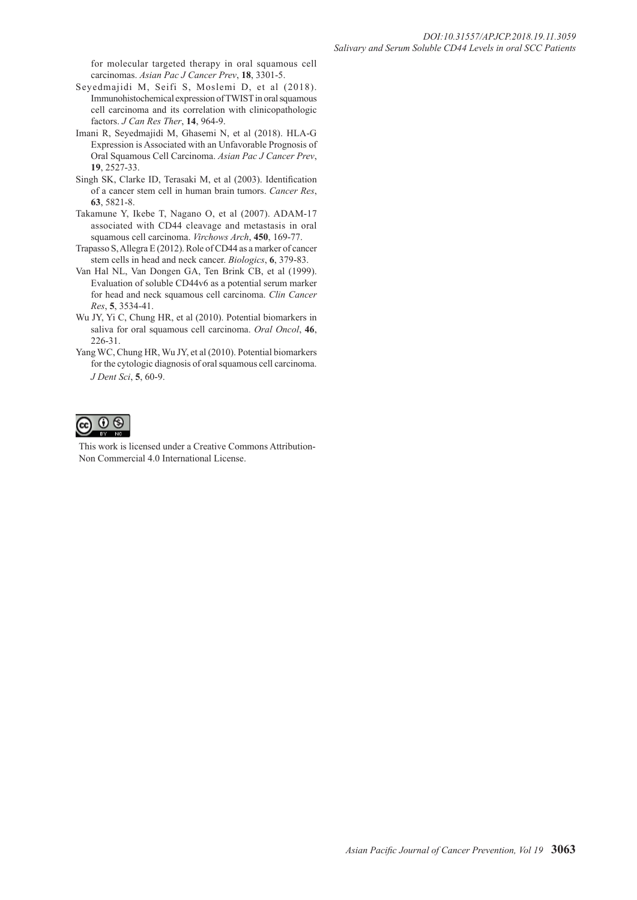for molecular targeted therapy in oral squamous cell carcinomas. *Asian Pac J Cancer Prev*, **18**, 3301-5.

Seyedmajidi M, Seifi S, Moslemi D, et al (2018). Immunohistochemical expression of TWIST in oral squamous cell carcinoma and its correlation with clinicopathologic factors. *J Can Res Ther*, **14**, 964-9.

Imani R, Seyedmajidi M, Ghasemi N, et al (2018). HLA-G Expression is Associated with an Unfavorable Prognosis of Oral Squamous Cell Carcinoma. *Asian Pac J Cancer Prev*, **19**, 2527-33.

Singh SK, Clarke ID, Terasaki M, et al (2003). Identification of a cancer stem cell in human brain tumors. *Cancer Res*, **63**, 5821-8.

Takamune Y, Ikebe T, Nagano O, et al (2007). ADAM-17 associated with CD44 cleavage and metastasis in oral squamous cell carcinoma. *Virchows Arch*, **450**, 169-77.

Trapasso S, Allegra E (2012). Role of CD44 as a marker of cancer stem cells in head and neck cancer. *Biologics*, **6**, 379-83.

Van Hal NL, Van Dongen GA, Ten Brink CB, et al (1999). Evaluation of soluble CD44v6 as a potential serum marker for head and neck squamous cell carcinoma. *Clin Cancer Res*, **5**, 3534-41.

Wu JY, Yi C, Chung HR, et al (2010). Potential biomarkers in saliva for oral squamous cell carcinoma. *Oral Oncol*, **46**, 226-31.

Yang WC, Chung HR, Wu JY, et al (2010). Potential biomarkers for the cytologic diagnosis of oral squamous cell carcinoma. *J Dent Sci*, **5**, 60-9.

This work is licensed under a Creative Commons Attribution-Non Commercial 4.0 International License.